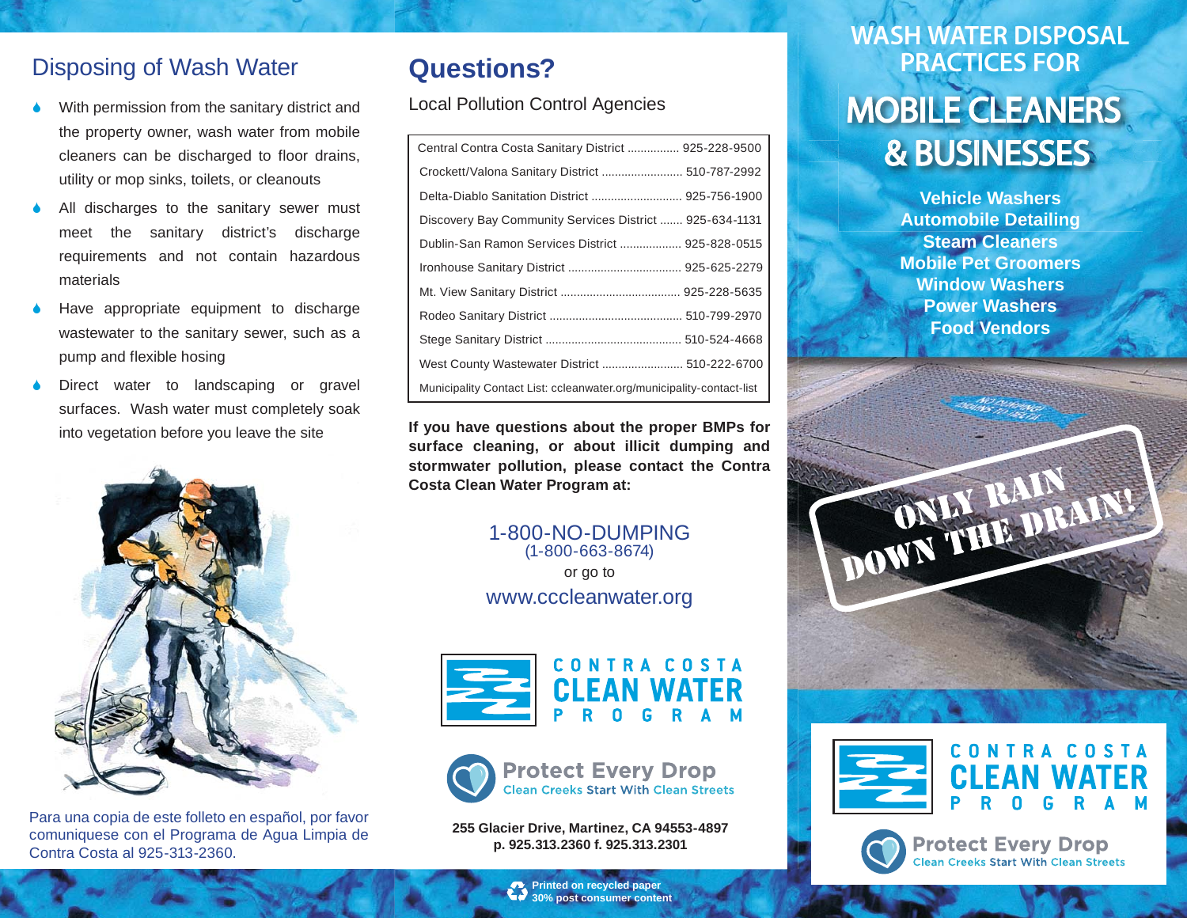## Disposing of Wash Water

- With permission from the sanitary district and the property owner, wash water from mobile cleaners can be discharged to floor drains, utility or mop sinks, toilets, or cleanouts
- All discharges to the sanitary sewer must meet the sanitary district's discharge requirements and not contain hazardous materials
- Have appropriate equipment to discharge wastewater to the sanitary sewer, such as a pump and flexible hosing
- Direct water to landscaping or gravel surfaces. Wash water must completely soak into vegetation before you leave the site

Para una copia de este folleto en español, por favor comuniquese con el Programa de Agua Limpia de Contra Costa al 925-313-2360.

# Questions?

Local Pollution Control Agencies

| Agency | Phone |
|---|---|
| Central Contra Costa Sanitary District | 925-228-9500 |
| Crockett/Valona Sanitary District | 510-787-2992 |
| Delta-Diablo Sanitation District | 925-756-1900 |
| Discovery Bay Community Services District | 925-634-1131 |
| Dublin-San Ramon Services District | 925-828-0515 |
| Ironhouse Sanitary District | 925-625-2279 |
| Mt. View Sanitary District | 925-228-5635 |
| Rodeo Sanitary District | 510-799-2970 |
| Stege Sanitary District | 510-524-4668 |
| West County Wastewater District | 510-222-6700 |
| Municipality Contact List: ccleanwater.org/municipality-contact-list | |

**If you have questions about the proper BMPs for surface cleaning, or about illicit dumping and stormwater pollution, please contact the Contra Costa Clean Water Program at:**

1-800-NO-DUMPING
(1-800-663-8674)
or go to
www.cccleanwater.org

CONTRA COSTA CLEAN WATER PROGRAM

Protect Every Drop
Clean Creeks Start With Clean Streets

**255 Glacier Drive, Martinez, CA 94553-4897**
**p. 925.313.2360 f. 925.313.2301**

**Printed on recycled paper**
**30% post consumer content**

# WASH WATER DISPOSAL PRACTICES FOR MOBILE CLEANERS & BUSINESSES

**Vehicle Washers**
**Automobile Detailing**
**Steam Cleaners**
**Mobile Pet Groomers**
**Window Washers**
**Power Washers**
**Food Vendors**

ONLY RAIN DOWN THE DRAIN!

CONTRA COSTA CLEAN WATER PROGRAM

Protect Every Drop
Clean Creeks Start With Clean Streets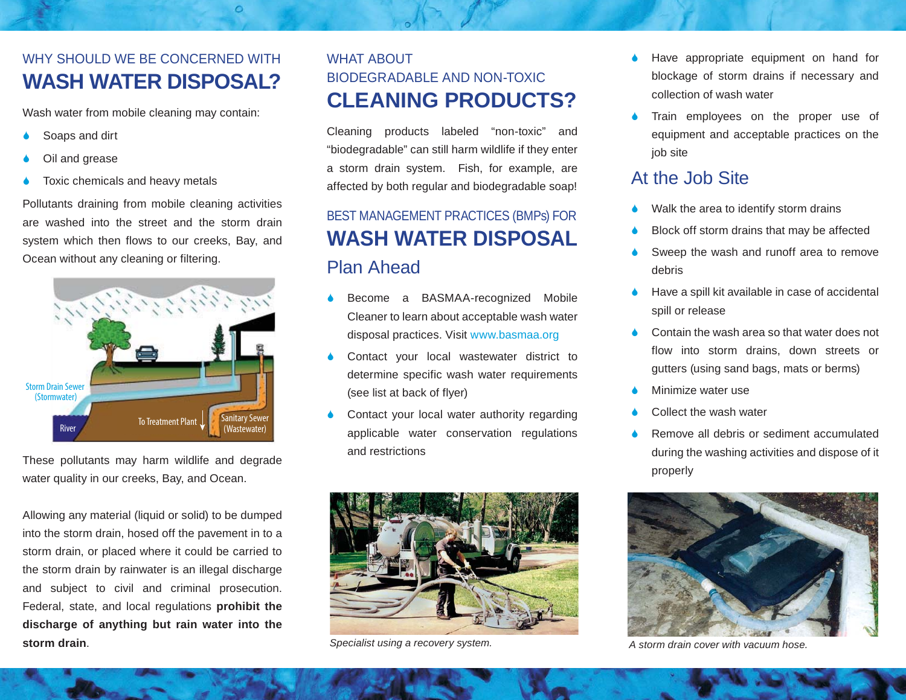WHY SHOULD WE BE CONCERNED WITH

# WASH WATER DISPOSAL?

Wash water from mobile cleaning may contain:

- Soaps and dirt
- Oil and grease
- Toxic chemicals and heavy metals

Pollutants draining from mobile cleaning activities are washed into the street and the storm drain system which then flows to our creeks, Bay, and Ocean without any cleaning or filtering.

Storm Drain Sewer (Stormwater)

River

To Treatment Plant

Sanitary Sewer (Wastewater)

These pollutants may harm wildlife and degrade water quality in our creeks, Bay, and Ocean.

Allowing any material (liquid or solid) to be dumped into the storm drain, hosed off the pavement in to a storm drain, or placed where it could be carried to the storm drain by rainwater is an illegal discharge and subject to civil and criminal prosecution. Federal, state, and local regulations **prohibit the discharge of anything but rain water into the storm drain**.

WHAT ABOUT BIODEGRADABLE AND NON-TOXIC

# CLEANING PRODUCTS?

Cleaning products labeled "non-toxic" and "biodegradable" can still harm wildlife if they enter a storm drain system. Fish, for example, are affected by both regular and biodegradable soap!

BEST MANAGEMENT PRACTICES (BMPs) FOR

# WASH WATER DISPOSAL

## Plan Ahead

- Become a BASMAA-recognized Mobile Cleaner to learn about acceptable wash water disposal practices. Visit www.basmaa.org
- Contact your local wastewater district to determine specific wash water requirements (see list at back of flyer)
- Contact your local water authority regarding applicable water conservation regulations and restrictions
- Have appropriate equipment on hand for blockage of storm drains if necessary and collection of wash water
- Train employees on the proper use of equipment and acceptable practices on the job site

*Specialist using a recovery system.*

## At the Job Site

- Walk the area to identify storm drains
- Block off storm drains that may be affected
- Sweep the wash and runoff area to remove debris
- Have a spill kit available in case of accidental spill or release
- Contain the wash area so that water does not flow into storm drains, down streets or gutters (using sand bags, mats or berms)
- Minimize water use
- Collect the wash water
- Remove all debris or sediment accumulated during the washing activities and dispose of it properly

*A storm drain cover with vacuum hose.*